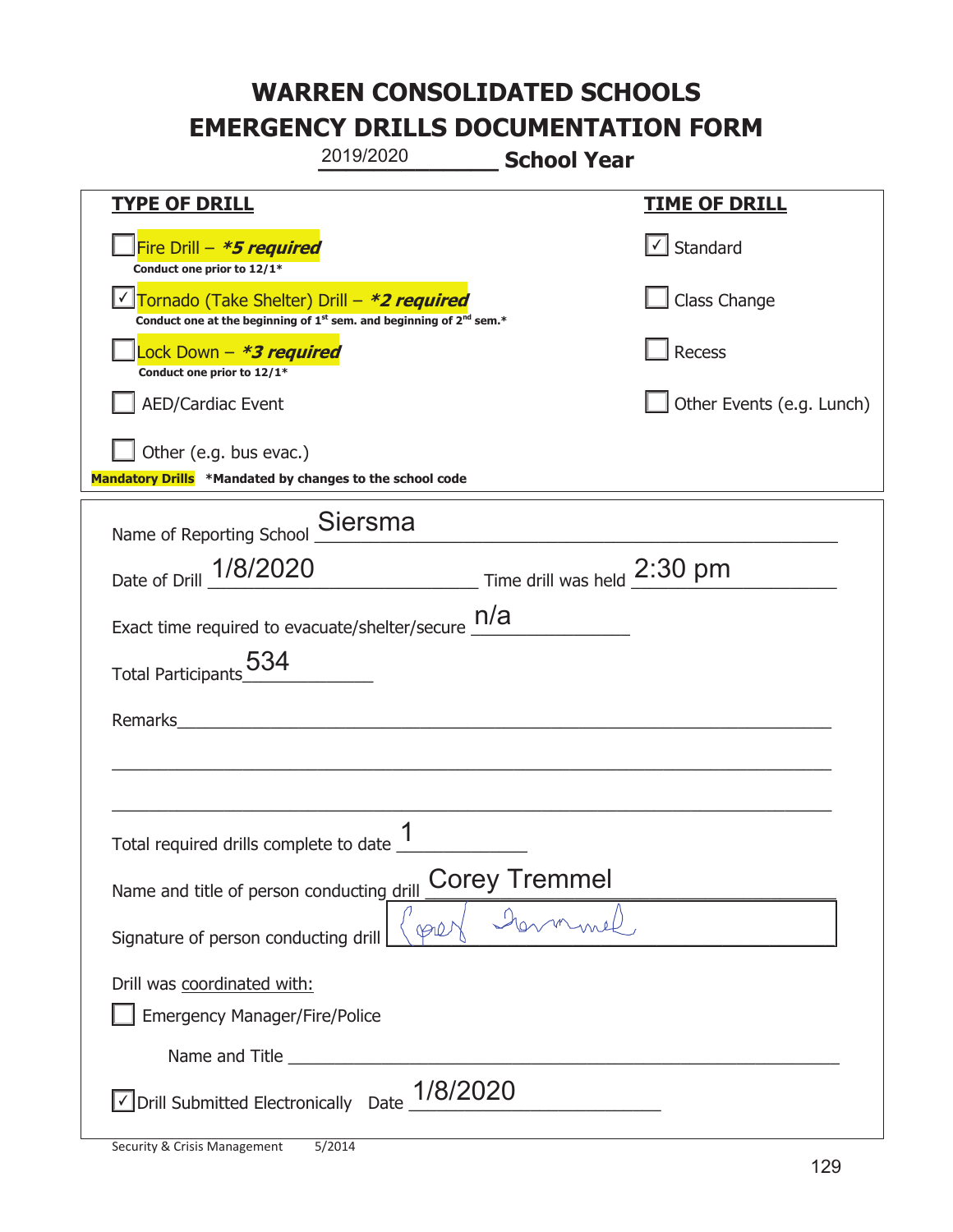# WARREN CONSOLIDATED SCHOOLS
# EMERGENCY DRILLS DOCUMENTATION FORM

2019/2020 **School Year**

| **TYPE OF DRILL** | **TIME OF DRILL** |
|---|---|
| ☐ Fire Drill – ***5 required*** Conduct one prior to 12/1* | ☑ Standard |
| ☑ Tornado (Take Shelter) Drill – ***2 required*** Conduct one at the beginning of 1st sem. and beginning of 2nd sem.* | ☐ Class Change |
| ☐ Lock Down – ***3 required*** Conduct one prior to 12/1* | ☐ Recess |
| ☐ AED/Cardiac Event | ☐ Other Events (e.g. Lunch) |
| ☐ Other (e.g. bus evac.) | |

**Mandatory Drills** ***Mandated by changes to the school code**

Name of Reporting School: Siersma

Date of Drill: 1/8/2020 Time drill was held: 2:30 pm

Exact time required to evacuate/shelter/secure: n/a

Total Participants: 534

Remarks: ______________________________

Total required drills complete to date: 1

Name and title of person conducting drill: Corey Tremmel

Signature of person conducting drill: Corey Tremmel

Drill was coordinated with:

☐ Emergency Manager/Fire/Police

Name and Title ______________________________

☑ Drill Submitted Electronically Date: 1/8/2020

Security & Crisis Management 5/2014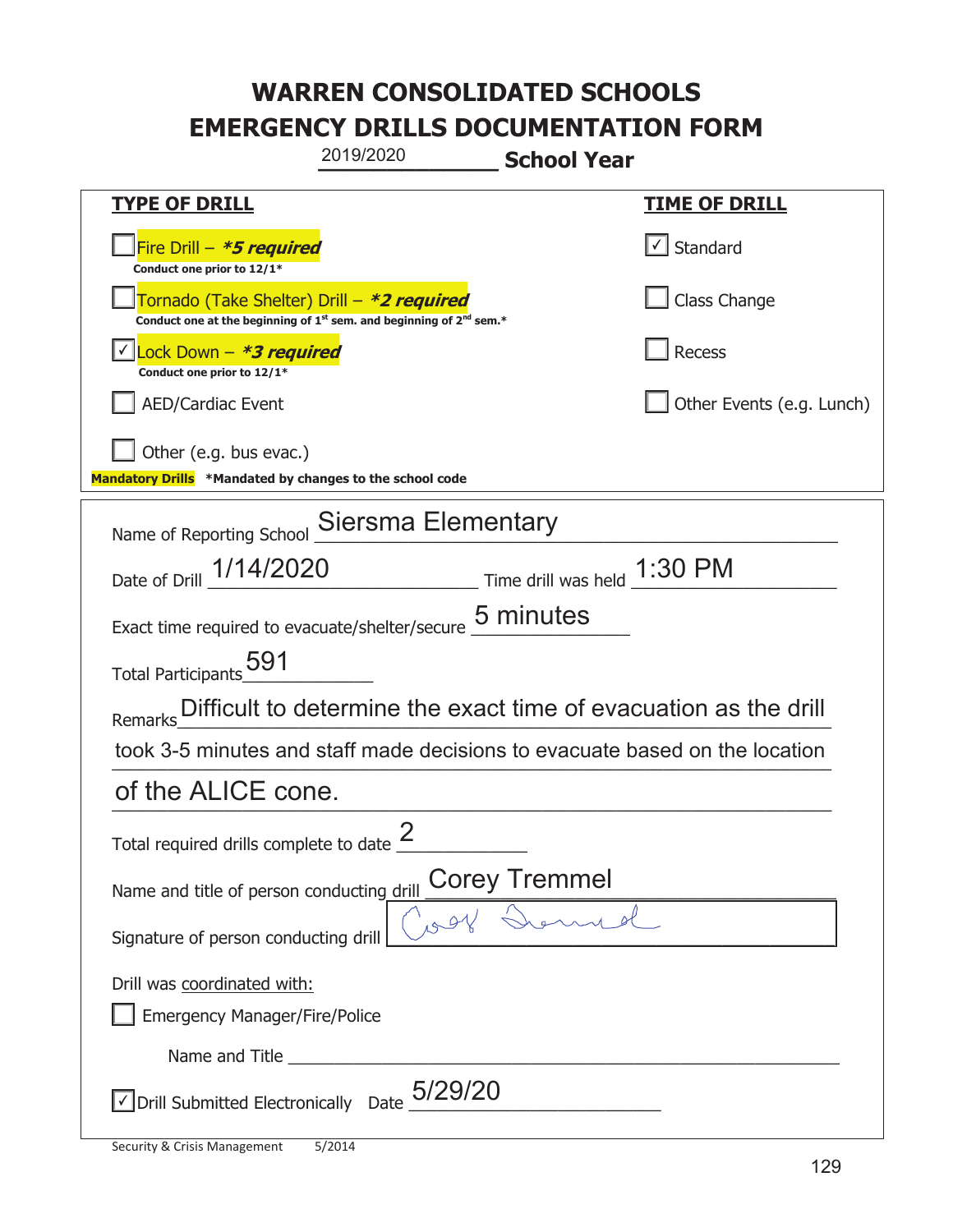# WARREN CONSOLIDATED SCHOOLS
# EMERGENCY DRILLS DOCUMENTATION FORM

2019/2020 **School Year**

| **TYPE OF DRILL** | **TIME OF DRILL** |
|---|---|
| ☐ Fire Drill – ***\*5 required*** Conduct one prior to 12/1\* | ☑ Standard |
| ☐ Tornado (Take Shelter) Drill – ***\*2 required*** Conduct one at the beginning of 1st sem. and beginning of 2nd sem.\* | ☐ Class Change |
| ☑ Lock Down – ***\*3 required*** Conduct one prior to 12/1\* | ☐ Recess |
| ☐ AED/Cardiac Event | ☐ Other Events (e.g. Lunch) |
| ☐ Other (e.g. bus evac.) | |

**Mandatory Drills** **\*Mandated by changes to the school code**

Name of Reporting School: Siersma Elementary

Date of Drill: 1/14/2020 Time drill was held: 1:30 PM

Exact time required to evacuate/shelter/secure: 5 minutes

Total Participants: 591

Remarks: Difficult to determine the exact time of evacuation as the drill took 3-5 minutes and staff made decisions to evacuate based on the location of the ALICE cone.

Total required drills complete to date: 2

Name and title of person conducting drill: Corey Tremmel

Signature of person conducting drill: [signature]

Drill was coordinated with:

☐ Emergency Manager/Fire/Police

Name and Title ____________________

☑ Drill Submitted Electronically Date: 5/29/20

Security & Crisis Management 5/2014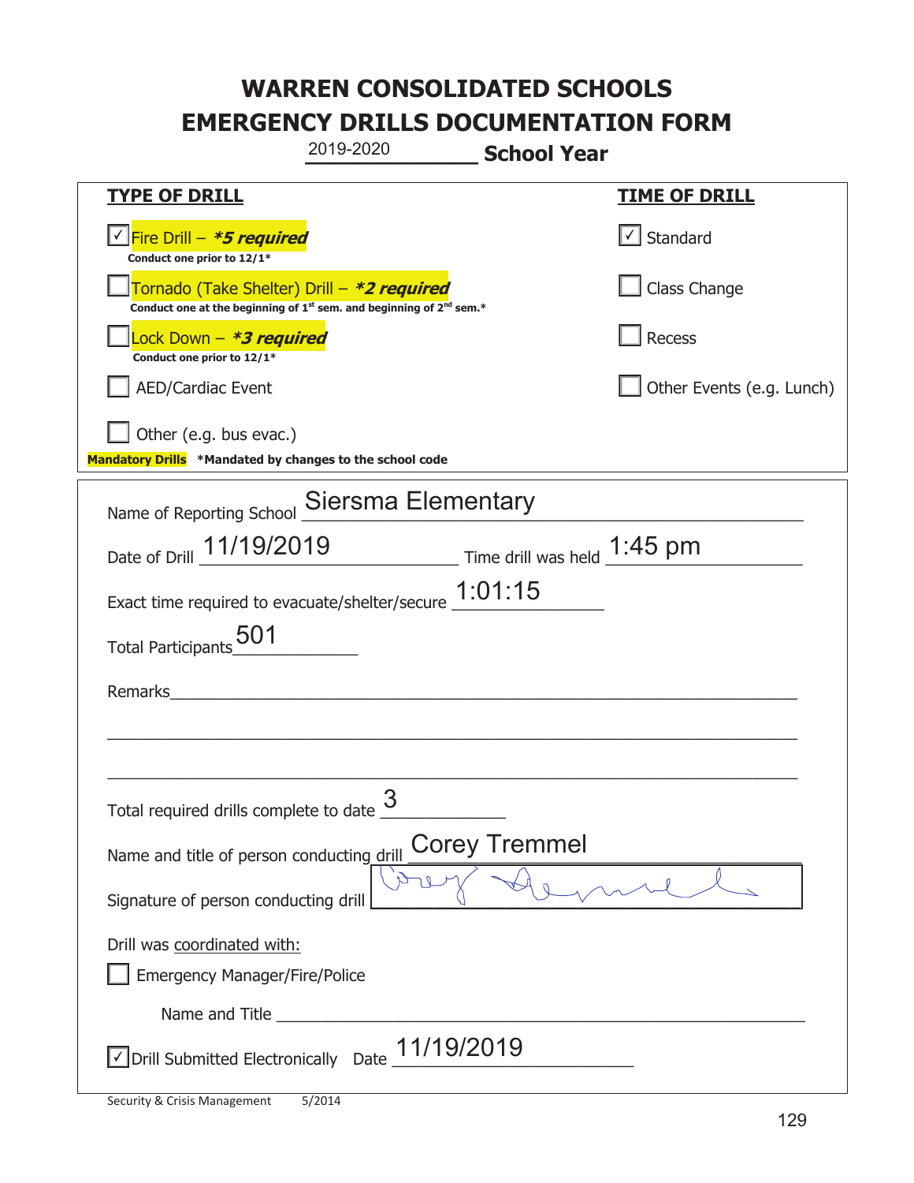# WARREN CONSOLIDATED SCHOOLS
# EMERGENCY DRILLS DOCUMENTATION FORM

2019-2020 **School Year**

| **TYPE OF DRILL** | **TIME OF DRILL** |
|---|---|
| ☑ Fire Drill – ***5 required*** <br> **Conduct one prior to 12/1*** | ☑ Standard |
| ☐ Tornado (Take Shelter) Drill – ***2 required*** <br> **Conduct one at the beginning of 1st sem. and beginning of 2nd sem.*** | ☐ Class Change |
| ☐ Lock Down – ***3 required*** <br> **Conduct one prior to 12/1*** | ☐ Recess |
| ☐ AED/Cardiac Event | ☐ Other Events (e.g. Lunch) |
| ☐ Other (e.g. bus evac.) | |

**Mandatory Drills** ***Mandated by changes to the school code**

Name of Reporting School: Siersma Elementary

Date of Drill: 11/19/2019 Time drill was held: 1:45 pm

Exact time required to evacuate/shelter/secure: 1:01:15

Total Participants: 501

Remarks: ______________________________

Total required drills complete to date: 3

Name and title of person conducting drill: Corey Tremmel

Signature of person conducting drill: [signature]

Drill was coordinated with:

☐ Emergency Manager/Fire/Police

Name and Title ______________________________

☑ Drill Submitted Electronically Date: 11/19/2019

Security & Crisis Management 5/2014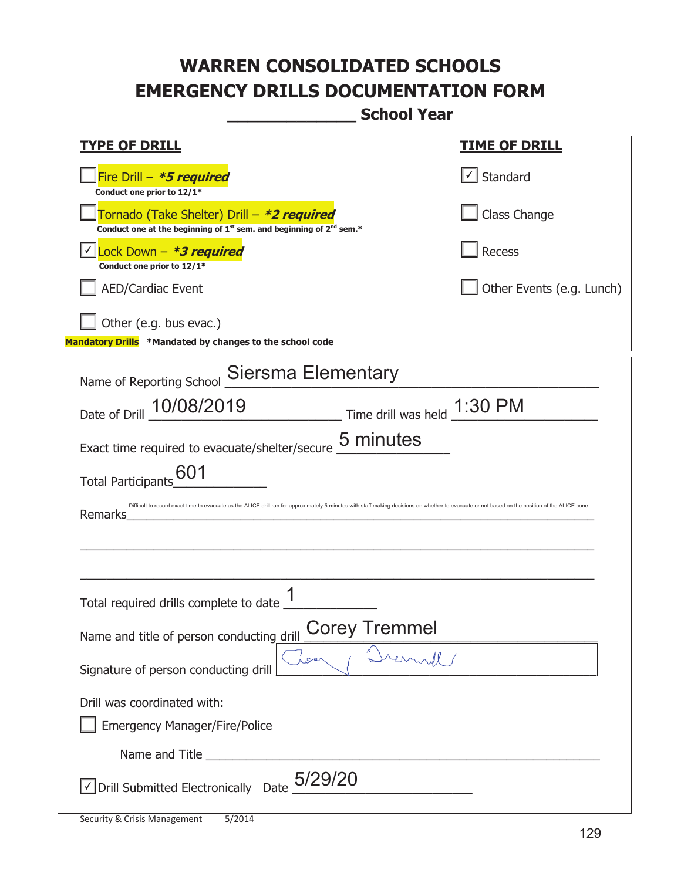# WARREN CONSOLIDATED SCHOOLS
# EMERGENCY DRILLS DOCUMENTATION FORM
## _____________ School Year

| TYPE OF DRILL | TIME OF DRILL |
|---|---|
| ☐ Fire Drill – ***5 required*** <br> Conduct one prior to 12/1* | ☑ Standard |
| ☐ Tornado (Take Shelter) Drill – ***2 required*** <br> Conduct one at the beginning of 1st sem. and beginning of 2nd sem.* | ☐ Class Change |
| ☑ Lock Down – ***3 required*** <br> Conduct one prior to 12/1* | ☐ Recess |
| ☐ AED/Cardiac Event | ☐ Other Events (e.g. Lunch) |
| ☐ Other (e.g. bus evac.) | |

**Mandatory Drills** *Mandated by changes to the school code

Name of Reporting School: Siersma Elementary

Date of Drill: 10/08/2019 Time drill was held: 1:30 PM

Exact time required to evacuate/shelter/secure: 5 minutes

Total Participants: 601

Remarks: Difficult to record exact time to evacuate as the ALICE drill ran for approximately 5 minutes with staff making decisions on whether to evacuate or not based on the position of the ALICE cone.

Total required drills complete to date: 1

Name and title of person conducting drill: Corey Tremmel

Signature of person conducting drill: [signature]

Drill was coordinated with:

☐ Emergency Manager/Fire/Police

Name and Title ______________________________

☑ Drill Submitted Electronically Date: 5/29/20

Security & Crisis Management 5/2014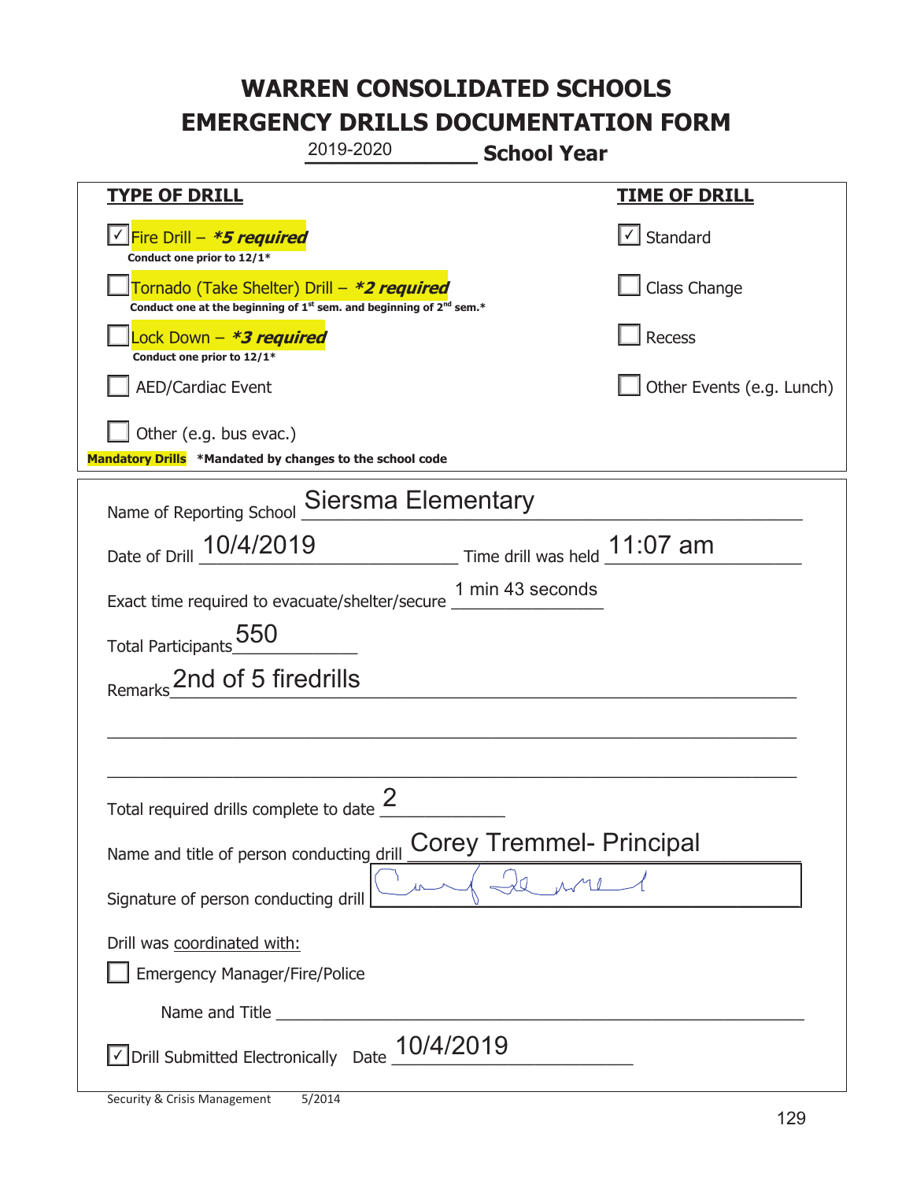# WARREN CONSOLIDATED SCHOOLS
# EMERGENCY DRILLS DOCUMENTATION FORM

2019-2020 **School Year**

| **TYPE OF DRILL** | **TIME OF DRILL** |
|---|---|
| ☑ Fire Drill – ***5 required***<br>**Conduct one prior to 12/1*** | ☑ Standard |
| ☐ Tornado (Take Shelter) Drill – ***2 required***<br>**Conduct one at the beginning of 1st sem. and beginning of 2nd sem.*** | ☐ Class Change |
| ☐ Lock Down – ***3 required***<br>**Conduct one prior to 12/1*** | ☐ Recess |
| ☐ AED/Cardiac Event | ☐ Other Events (e.g. Lunch) |
| ☐ Other (e.g. bus evac.) | |

**Mandatory Drills** ***Mandated by changes to the school code**

Name of Reporting School: Siersma Elementary

Date of Drill: 10/4/2019 Time drill was held: 11:07 am

Exact time required to evacuate/shelter/secure: 1 min 43 seconds

Total Participants: 550

Remarks: 2nd of 5 firedrills

Total required drills complete to date: 2

Name and title of person conducting drill: Corey Tremmel- Principal

Signature of person conducting drill: [signature]

Drill was coordinated with:

☐ Emergency Manager/Fire/Police

Name and Title ____________________

☑ Drill Submitted Electronically Date: 10/4/2019

Security & Crisis Management 5/2014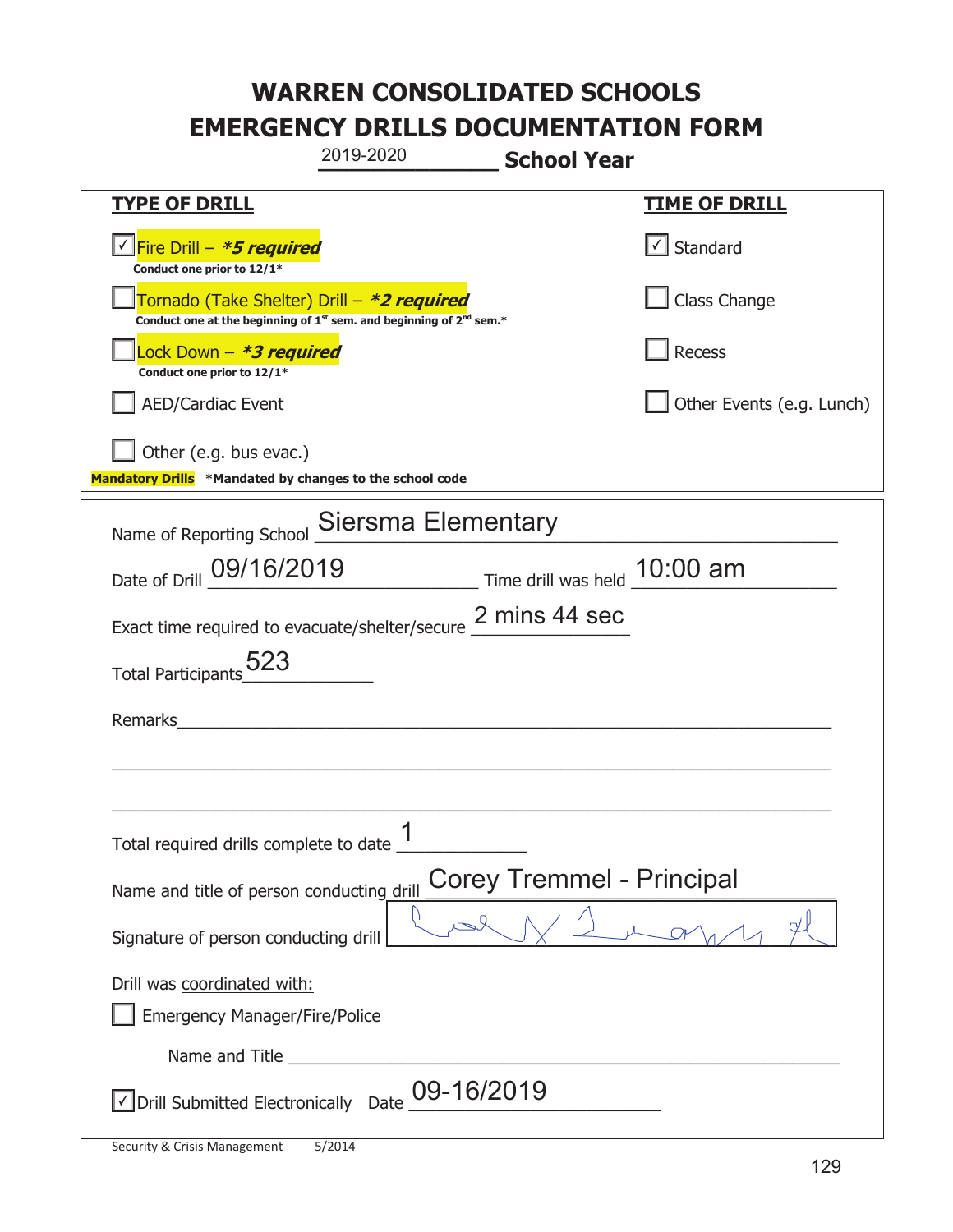# WARREN CONSOLIDATED SCHOOLS
# EMERGENCY DRILLS DOCUMENTATION FORM

2019-2020 **School Year**

| **TYPE OF DRILL** | **TIME OF DRILL** |
|---|---|
| ☑ Fire Drill – ***5 required*** Conduct one prior to 12/1* | ☑ Standard |
| ☐ Tornado (Take Shelter) Drill – ***2 required*** Conduct one at the beginning of 1st sem. and beginning of 2nd sem.* | ☐ Class Change |
| ☐ Lock Down – ***3 required*** Conduct one prior to 12/1* | ☐ Recess |
| ☐ AED/Cardiac Event | ☐ Other Events (e.g. Lunch) |
| ☐ Other (e.g. bus evac.) | |

**Mandatory Drills** ***Mandated by changes to the school code**

Name of Reporting School: Siersma Elementary

Date of Drill: 09/16/2019 Time drill was held: 10:00 am

Exact time required to evacuate/shelter/secure: 2 mins 44 sec

Total Participants: 523

Remarks: ____________________

Total required drills complete to date: 1

Name and title of person conducting drill: Corey Tremmel - Principal

Signature of person conducting drill: [signature]

Drill was coordinated with:

☐ Emergency Manager/Fire/Police

Name and Title ____________________

☑ Drill Submitted Electronically Date: 09-16/2019

Security & Crisis Management 5/2014